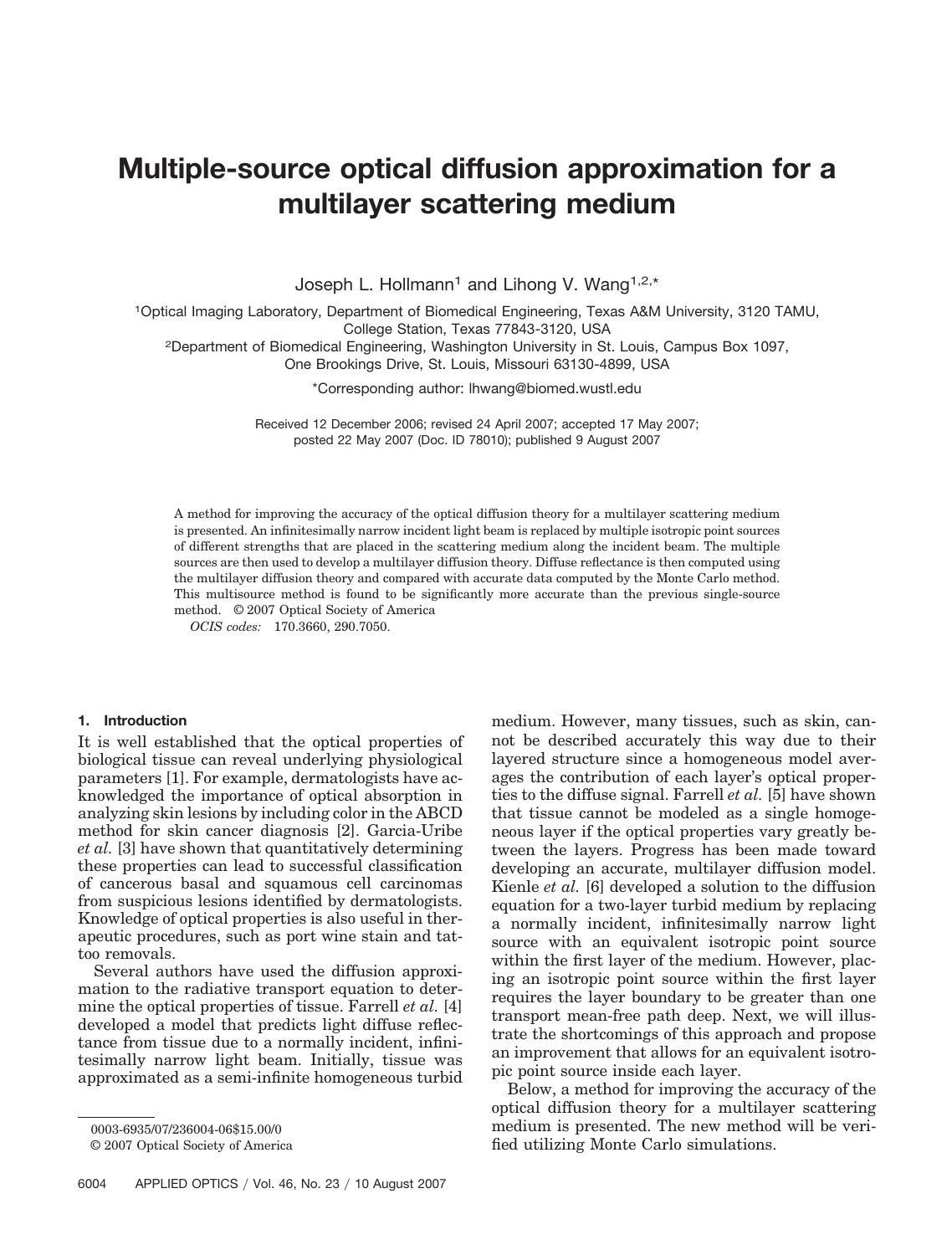# Multiple-source optical diffusion approximation for a multilayer scattering medium

Joseph L. Hollmann[1] and Lihong V. Wang[1,2,*]

[1]Optical Imaging Laboratory, Department of Biomedical Engineering, Texas A&M University, 3120 TAMU, College Station, Texas 77843-3120, USA

[2]Department of Biomedical Engineering, Washington University in St. Louis, Campus Box 1097, One Brookings Drive, St. Louis, Missouri 63130-4899, USA

*Corresponding author: lhwang@biomed.wustl.edu

Received 12 December 2006; revised 24 April 2007; accepted 17 May 2007; posted 22 May 2007 (Doc. ID 78010); published 9 August 2007

A method for improving the accuracy of the optical diffusion theory for a multilayer scattering medium is presented. An infinitesimally narrow incident light beam is replaced by multiple isotropic point sources of different strengths that are placed in the scattering medium along the incident beam. The multiple sources are then used to develop a multilayer diffusion theory. Diffuse reflectance is then computed using the multilayer diffusion theory and compared with accurate data computed by the Monte Carlo method. This multisource method is found to be significantly more accurate than the previous single-source method. © 2007 Optical Society of America

*OCIS codes:* 170.3660, 290.7050.

## 1. Introduction

It is well established that the optical properties of biological tissue can reveal underlying physiological parameters [1]. For example, dermatologists have acknowledged the importance of optical absorption in analyzing skin lesions by including color in the ABCD method for skin cancer diagnosis [2]. Garcia-Uribe *et al.* [3] have shown that quantitatively determining these properties can lead to successful classification of cancerous basal and squamous cell carcinomas from suspicious lesions identified by dermatologists. Knowledge of optical properties is also useful in therapeutic procedures, such as port wine stain and tattoo removals.

Several authors have used the diffusion approximation to the radiative transport equation to determine the optical properties of tissue. Farrell *et al.* [4] developed a model that predicts light diffuse reflectance from tissue due to a normally incident, infinitesimally narrow light beam. Initially, tissue was approximated as a semi-infinite homogeneous turbid medium. However, many tissues, such as skin, cannot be described accurately this way due to their layered structure since a homogeneous model averages the contribution of each layer's optical properties to the diffuse signal. Farrell *et al.* [5] have shown that tissue cannot be modeled as a single homogeneous layer if the optical properties vary greatly between the layers. Progress has been made toward developing an accurate, multilayer diffusion model. Kienle *et al.* [6] developed a solution to the diffusion equation for a two-layer turbid medium by replacing a normally incident, infinitesimally narrow light source with an equivalent isotropic point source within the first layer of the medium. However, placing an isotropic point source within the first layer requires the layer boundary to be greater than one transport mean-free path deep. Next, we will illustrate the shortcomings of this approach and propose an improvement that allows for an equivalent isotropic point source inside each layer.

Below, a method for improving the accuracy of the optical diffusion theory for a multilayer scattering medium is presented. The new method will be verified utilizing Monte Carlo simulations.

0003-6935/07/236004-06$15.00/0

© 2007 Optical Society of America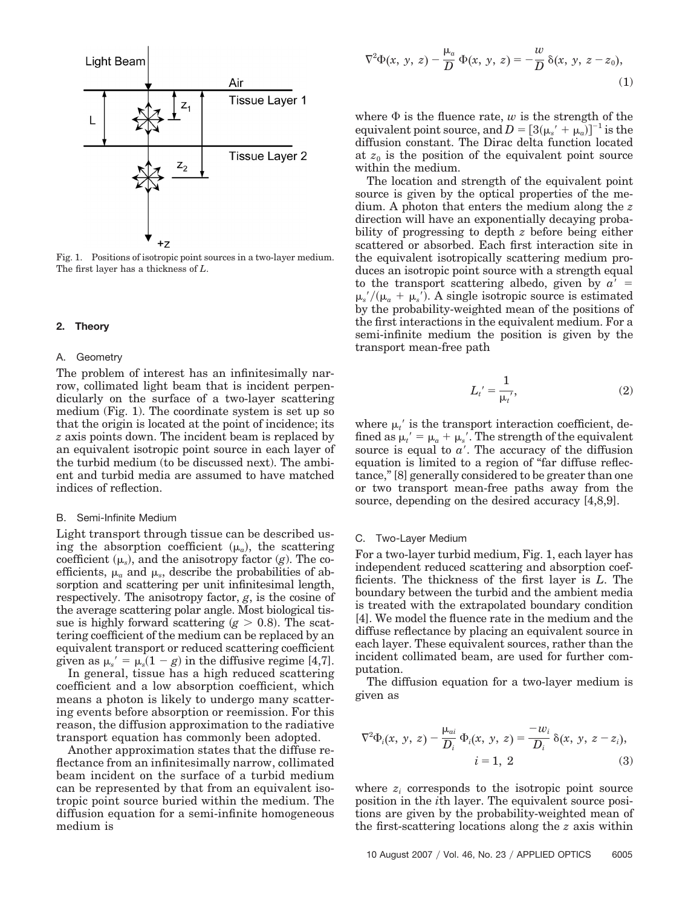Fig. 1. Positions of isotropic point sources in a two-layer medium. The first layer has a thickness of $L$.

## 2. Theory

### A. Geometry

The problem of interest has an infinitesimally narrow, collimated light beam that is incident perpendicularly on the surface of a two-layer scattering medium (Fig. 1). The coordinate system is set up so that the origin is located at the point of incidence; its $z$ axis points down. The incident beam is replaced by an equivalent isotropic point source in each layer of the turbid medium (to be discussed next). The ambient and turbid media are assumed to have matched indices of reflection.

### B. Semi-Infinite Medium

Light transport through tissue can be described using the absorption coefficient ($\mu_a$), the scattering coefficient ($\mu_s$), and the anisotropy factor ($g$). The coefficients, $\mu_a$ and $\mu_s$, describe the probabilities of absorption and scattering per unit infinitesimal length, respectively. The anisotropy factor, $g$, is the cosine of the average scattering polar angle. Most biological tissue is highly forward scattering ($g > 0.8$). The scattering coefficient of the medium can be replaced by an equivalent transport or reduced scattering coefficient given as $\mu_s' = \mu_s(1 - g)$ in the diffusive regime [4,7].

In general, tissue has a high reduced scattering coefficient and a low absorption coefficient, which means a photon is likely to undergo many scattering events before absorption or reemission. For this reason, the diffusion approximation to the radiative transport equation has commonly been adopted.

Another approximation states that the diffuse reflectance from an infinitesimally narrow, collimated beam incident on the surface of a turbid medium can be represented by that from an equivalent isotropic point source buried within the medium. The diffusion equation for a semi-infinite homogeneous medium is

$$\nabla^2\Phi(x, y, z) - \frac{\mu_a}{D}\Phi(x, y, z) = -\frac{w}{D}\delta(x, y, z - z_0), \tag{1}$$

where $\Phi$ is the fluence rate, $w$ is the strength of the equivalent point source, and $D = [3(\mu_s' + \mu_a)]^{-1}$ is the diffusion constant. The Dirac delta function located at $z_0$ is the position of the equivalent point source within the medium.

The location and strength of the equivalent point source is given by the optical properties of the medium. A photon that enters the medium along the $z$ direction will have an exponentially decaying probability of progressing to depth $z$ before being either scattered or absorbed. Each first interaction site in the equivalent isotropically scattering medium produces an isotropic point source with a strength equal to the transport scattering albedo, given by $a' = \mu_s'/(\mu_a + \mu_s')$. A single isotropic source is estimated by the probability-weighted mean of the positions of the first interactions in the equivalent medium. For a semi-infinite medium the position is given by the transport mean-free path

$$L_t' = \frac{1}{\mu_t'}, \tag{2}$$

where $\mu_t'$ is the transport interaction coefficient, defined as $\mu_t' = \mu_a + \mu_s'$. The strength of the equivalent source is equal to $a'$. The accuracy of the diffusion equation is limited to a region of "far diffuse reflectance," [8] generally considered to be greater than one or two transport mean-free paths away from the source, depending on the desired accuracy [4,8,9].

### C. Two-Layer Medium

For a two-layer turbid medium, Fig. 1, each layer has independent reduced scattering and absorption coefficients. The thickness of the first layer is $L$. The boundary between the turbid and the ambient media is treated with the extrapolated boundary condition [4]. We model the fluence rate in the medium and the diffuse reflectance by placing an equivalent source in each layer. These equivalent sources, rather than the incident collimated beam, are used for further computation.

The diffusion equation for a two-layer medium is given as

$$\nabla^2\Phi_i(x, y, z) - \frac{\mu_{ai}}{D_i}\Phi_i(x, y, z) = \frac{-w_i}{D_i}\delta(x, y, z - z_i), \quad i = 1, 2 \tag{3}$$

where $z_i$ corresponds to the isotropic point source position in the $i$th layer. The equivalent source positions are given by the probability-weighted mean of the first-scattering locations along the $z$ axis within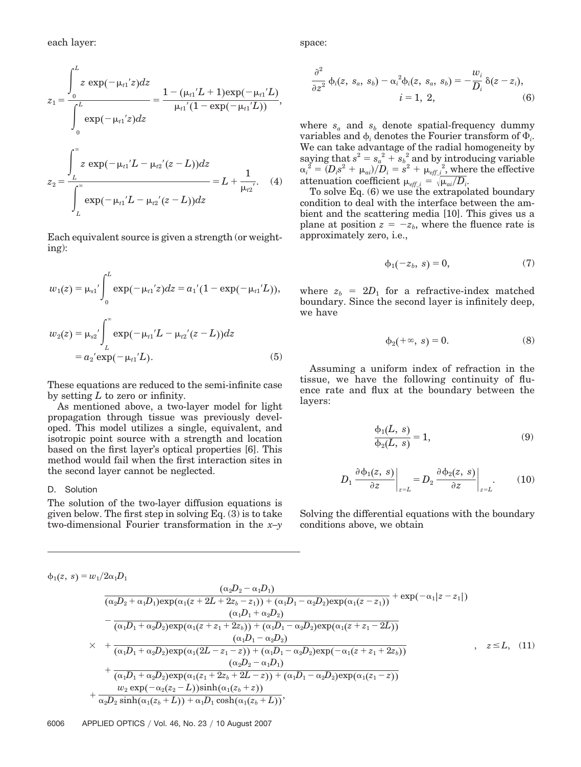each layer:

$$z_1 = \frac{\int_0^L z \exp(-\mu_{t1}'z)dz}{\int_0^L \exp(-\mu_{t1}'z)dz} = \frac{1-(\mu_{t1}'L+1)\exp(-\mu_{t1}'L)}{\mu_{t1}'(1-\exp(-\mu_{t1}'L))},$$

$$z_2 = \frac{\int_L^\infty z \exp(-\mu_{t1}'L - \mu_{t2}'(z-L))dz}{\int_L^\infty \exp(-\mu_{t1}'L - \mu_{t2}'(z-L))dz} = L + \frac{1}{\mu_{t2}'}. \quad (4)$$

Each equivalent source is given a strength (or weighting):

$$w_1(z) = \mu_{s1}'\int_0^L \exp(-\mu_{t1}'z)dz = a_1'(1-\exp(-\mu_{t1}'L)),$$

$$w_2(z) = \mu_{s2}'\int_L^\infty \exp(-\mu_{t1}'L - \mu_{t2}'(z-L))dz = a_2'\exp(-\mu_{t1}'L). \quad (5)$$

These equations are reduced to the semi-infinite case by setting $L$ to zero or infinity.

As mentioned above, a two-layer model for light propagation through tissue was previously developed. This model utilizes a single, equivalent, and isotropic point source with a strength and location based on the first layer's optical properties [6]. This method would fail when the first interaction sites in the second layer cannot be neglected.

### D. Solution

The solution of the two-layer diffusion equations is given below. The first step in solving Eq. (3) is to take two-dimensional Fourier transformation in the $x$–$y$ space:

$$\frac{\partial^2}{\partial z^2}\phi_i(z, s_a, s_b) - \alpha_i^2\phi_i(z, s_a, s_b) = -\frac{w_i}{D_i}\delta(z-z_i), \quad i = 1, 2, \quad (6)$$

where $s_a$ and $s_b$ denote spatial-frequency dummy variables and $\phi_i$ denotes the Fourier transform of $\Phi_i$. We can take advantage of the radial homogeneity by saying that $s^2 = s_a^2 + s_b^2$ and by introducing variable $\alpha_i^2 = (D_i s^2 + \mu_{ai})/D_i = s^2 + \mu_{eff\_i}^2$, where the effective attenuation coefficient $\mu_{eff\_i} = \sqrt{\mu_{ai}/D_i}$.

To solve Eq. (6) we use the extrapolated boundary condition to deal with the interface between the ambient and the scattering media [10]. This gives us a plane at position $z = -z_b$, where the fluence rate is approximately zero, i.e.,

$$\phi_1(-z_b, s) = 0, \quad (7)$$

where $z_b = 2D_1$ for a refractive-index matched boundary. Since the second layer is infinitely deep, we have

$$\phi_2(+\infty, s) = 0. \quad (8)$$

Assuming a uniform index of refraction in the tissue, we have the following continuity of fluence rate and flux at the boundary between the layers:

$$\frac{\phi_1(L, s)}{\phi_2(L, s)} = 1, \quad (9)$$

$$D_1 \left.\frac{\partial\phi_1(z, s)}{\partial z}\right|_{z=L} = D_2 \left.\frac{\partial\phi_2(z, s)}{\partial z}\right|_{z=L}. \quad (10)$$

Solving the differential equations with the boundary conditions above, we obtain

$$\phi_1(z, s) = w_1/2\alpha_1 D_1 \times \left[\begin{array}{l} \dfrac{(\alpha_2 D_2 - \alpha_1 D_1)}{(\alpha_2 D_2 + \alpha_1 D_1)\exp(\alpha_1(z+2L+2z_b-z_1)) + (\alpha_1 D_1 - \alpha_2 D_2)\exp(\alpha_1(z-z_1))} + \exp(-\alpha_1|z-z_1|) \\ - \dfrac{(\alpha_1 D_1 + \alpha_2 D_2)}{(\alpha_1 D_1 + \alpha_2 D_2)\exp(\alpha_1(z+z_1+2z_b)) + (\alpha_1 D_1 - \alpha_2 D_2)\exp(\alpha_1(z+z_1-2L))} \\ + \dfrac{(\alpha_1 D_1 - \alpha_2 D_2)}{(\alpha_1 D_1 + \alpha_2 D_2)\exp(\alpha_1(2L-z_1-z)) + (\alpha_1 D_1 - \alpha_2 D_2)\exp(-\alpha_1(z+z_1+2z_b))} \\ + \dfrac{(\alpha_2 D_2 - \alpha_1 D_1)}{(\alpha_1 D_1 + \alpha_2 D_2)\exp(\alpha_1(z_1+2z_b+2L-z)) + (\alpha_1 D_1 - \alpha_2 D_2)\exp(\alpha_1(z_1-z))} \end{array}\right] + \frac{w_2\exp(-\alpha_2(z_2-L))\sinh(\alpha_1(z_b+z))}{\alpha_2 D_2\sinh(\alpha_1(z_b+L)) + \alpha_1 D_1\cosh(\alpha_1(z_b+L))}, \quad z \le L, \quad (11)$$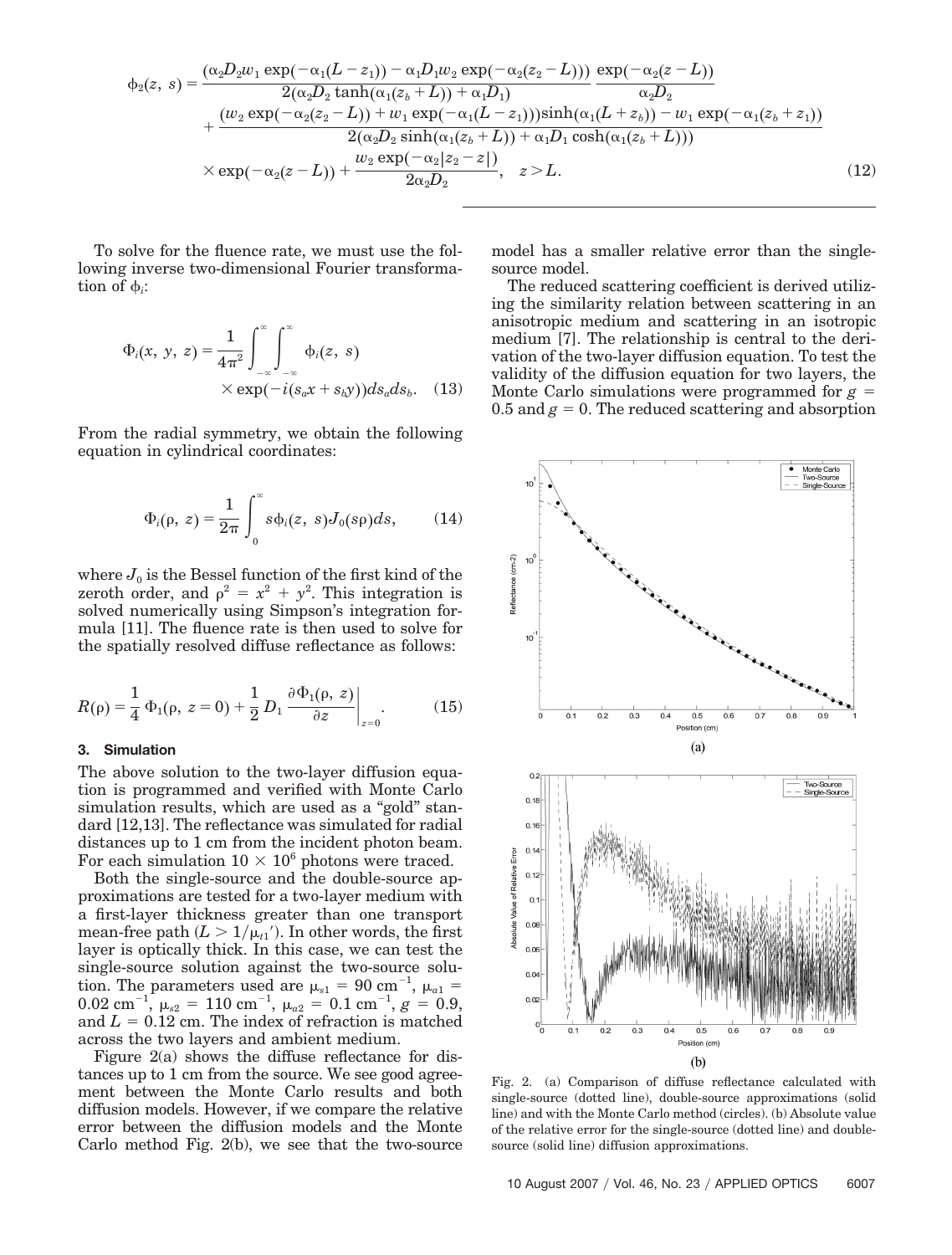$$\phi_2(z, s) = \frac{(\alpha_2 D_2 w_1 \exp(-\alpha_1(L - z_1)) - \alpha_1 D_1 w_2 \exp(-\alpha_2(z_2 - L)))}{2(\alpha_2 D_2 \tanh(\alpha_1(z_b + L)) + \alpha_1 D_1)} \frac{\exp(-\alpha_2(z - L))}{\alpha_2 D_2}$$
$$+ \frac{(w_2 \exp(-\alpha_2(z_2 - L)) + w_1 \exp(-\alpha_1(L - z_1)))\sinh(\alpha_1(L + z_b)) - w_1 \exp(-\alpha_1(z_b + z_1))}{2(\alpha_2 D_2 \sinh(\alpha_1(z_b + L)) + \alpha_1 D_1 \cosh(\alpha_1(z_b + L)))}$$
$$\times \exp(-\alpha_2(z - L)) + \frac{w_2 \exp(-\alpha_2 |z_2 - z|)}{2\alpha_2 D_2}, \quad z > L. \tag{12}$$

To solve for the fluence rate, we must use the following inverse two-dimensional Fourier transformation of $\phi_i$:

$$\Phi_i(x, y, z) = \frac{1}{4\pi^2} \int_{-\infty}^{\infty} \int_{-\infty}^{\infty} \phi_i(z, s) \times \exp(-i(s_a x + s_b y)) ds_a ds_b. \tag{13}$$

From the radial symmetry, we obtain the following equation in cylindrical coordinates:

$$\Phi_i(\rho, z) = \frac{1}{2\pi} \int_0^{\infty} s\phi_i(z, s) J_0(s\rho) ds, \tag{14}$$

where $J_0$ is the Bessel function of the first kind of the zeroth order, and $\rho^2 = x^2 + y^2$. This integration is solved numerically using Simpson's integration formula [11]. The fluence rate is then used to solve for the spatially resolved diffuse reflectance as follows:

$$R(\rho) = \frac{1}{4} \Phi_1(\rho, z = 0) + \frac{1}{2} D_1 \left. \frac{\partial \Phi_1(\rho, z)}{\partial z} \right|_{z=0}. \tag{15}$$

### 3. Simulation

The above solution to the two-layer diffusion equation is programmed and verified with Monte Carlo simulation results, which are used as a "gold" standard [12,13]. The reflectance was simulated for radial distances up to 1 cm from the incident photon beam. For each simulation $10 \times 10^6$ photons were traced.

Both the single-source and the double-source approximations are tested for a two-layer medium with a first-layer thickness greater than one transport mean-free path ($L > 1/\mu_{t1}'$). In other words, the first layer is optically thick. In this case, we can test the single-source solution against the two-source solution. The parameters used are $\mu_{s1} = 90$ cm$^{-1}$, $\mu_{a1} = 0.02$ cm$^{-1}$, $\mu_{s2} = 110$ cm$^{-1}$, $\mu_{a2} = 0.1$ cm$^{-1}$, $g = 0.9$, and $L = 0.12$ cm. The index of refraction is matched across the two layers and ambient medium.

Figure 2(a) shows the diffuse reflectance for distances up to 1 cm from the source. We see good agreement between the Monte Carlo results and both diffusion models. However, if we compare the relative error between the diffusion models and the Monte Carlo method Fig. 2(b), we see that the two-source model has a smaller relative error than the single-source model.

The reduced scattering coefficient is derived utilizing the similarity relation between scattering in an anisotropic medium and scattering in an isotropic medium [7]. The relationship is central to the derivation of the two-layer diffusion equation. To test the validity of the diffusion equation for two layers, the Monte Carlo simulations were programmed for $g = 0.5$ and $g = 0$. The reduced scattering and absorption

Fig. 2. (a) Comparison of diffuse reflectance calculated with single-source (dotted line), double-source approximations (solid line) and with the Monte Carlo method (circles). (b) Absolute value of the relative error for the single-source (dotted line) and double-source (solid line) diffusion approximations.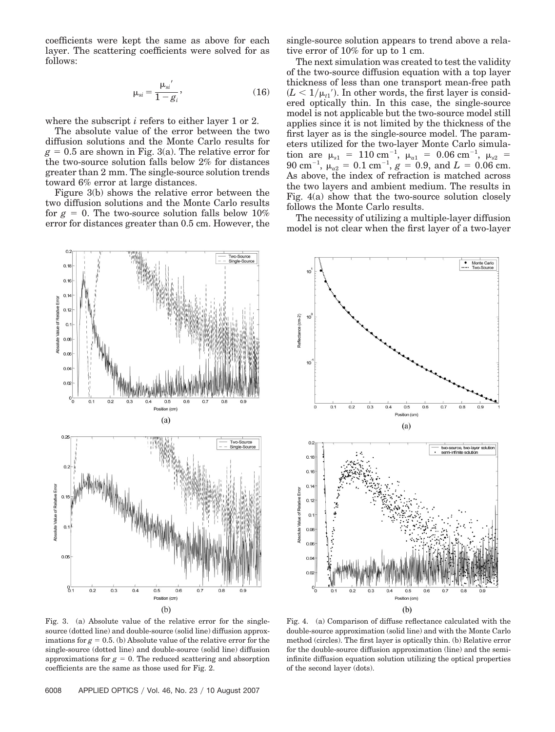coefficients were kept the same as above for each layer. The scattering coefficients were solved for as follows:

$$\mu_{si} = \frac{\mu_{si}'}{1 - g_i}, \tag{16}$$

where the subscript $i$ refers to either layer 1 or 2.

The absolute value of the error between the two diffusion solutions and the Monte Carlo results for $g = 0.5$ are shown in Fig. 3(a). The relative error for the two-source solution falls below 2% for distances greater than 2 mm. The single-source solution trends toward 6% error at large distances.

Figure 3(b) shows the relative error between the two diffusion solutions and the Monte Carlo results for $g = 0$. The two-source solution falls below 10% error for distances greater than 0.5 cm. However, the single-source solution appears to trend above a relative error of 10% for up to 1 cm.

The next simulation was created to test the validity of the two-source diffusion equation with a top layer thickness of less than one transport mean-free path ($L < 1/\mu_{t1}'$). In other words, the first layer is considered optically thin. In this case, the single-source model is not applicable but the two-source model still applies since it is not limited by the thickness of the first layer as is the single-source model. The parameters utilized for the two-layer Monte Carlo simulation are $\mu_{s1} = 110\ \text{cm}^{-1}$, $\mu_{a1} = 0.06\ \text{cm}^{-1}$, $\mu_{s2} = 90\ \text{cm}^{-1}$, $\mu_{a2} = 0.1\ \text{cm}^{-1}$, $g = 0.9$, and $L = 0.06$ cm. As above, the index of refraction is matched across the two layers and ambient medium. The results in Fig. 4(a) show that the two-source solution closely follows the Monte Carlo results.

The necessity of utilizing a multiple-layer diffusion model is not clear when the first layer of a two-layer

Fig. 3. (a) Absolute value of the relative error for the single-source (dotted line) and double-source (solid line) diffusion approximations for $g = 0.5$. (b) Absolute value of the relative error for the single-source (dotted line) and double-source (solid line) diffusion approximations for $g = 0$. The reduced scattering and absorption coefficients are the same as those used for Fig. 2.

Fig. 4. (a) Comparison of diffuse reflectance calculated with the double-source approximation (solid line) and with the Monte Carlo method (circles). The first layer is optically thin. (b) Relative error for the double-source diffusion approximation (line) and the semi-infinite diffusion equation solution utilizing the optical properties of the second layer (dots).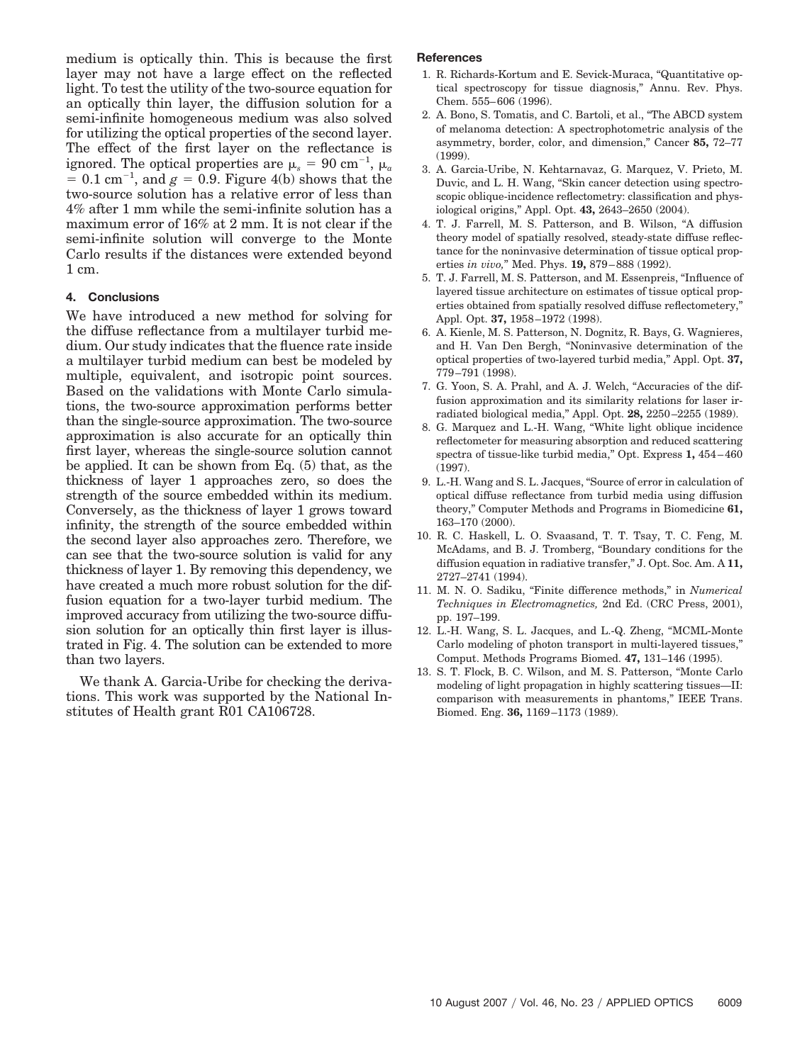medium is optically thin. This is because the first layer may not have a large effect on the reflected light. To test the utility of the two-source equation for an optically thin layer, the diffusion solution for a semi-infinite homogeneous medium was also solved for utilizing the optical properties of the second layer. The effect of the first layer on the reflectance is ignored. The optical properties are $\mu_s = 90\ \text{cm}^{-1}$, $\mu_a = 0.1\ \text{cm}^{-1}$, and $g = 0.9$. Figure 4(b) shows that the two-source solution has a relative error of less than 4% after 1 mm while the semi-infinite solution has a maximum error of 16% at 2 mm. It is not clear if the semi-infinite solution will converge to the Monte Carlo results if the distances were extended beyond 1 cm.

## 4. Conclusions

We have introduced a new method for solving for the diffuse reflectance from a multilayer turbid medium. Our study indicates that the fluence rate inside a multilayer turbid medium can best be modeled by multiple, equivalent, and isotropic point sources. Based on the validations with Monte Carlo simulations, the two-source approximation performs better than the single-source approximation. The two-source approximation is also accurate for an optically thin first layer, whereas the single-source solution cannot be applied. It can be shown from Eq. (5) that, as the thickness of layer 1 approaches zero, so does the strength of the source embedded within its medium. Conversely, as the thickness of layer 1 grows toward infinity, the strength of the source embedded within the second layer also approaches zero. Therefore, we can see that the two-source solution is valid for any thickness of layer 1. By removing this dependency, we have created a much more robust solution for the diffusion equation for a two-layer turbid medium. The improved accuracy from utilizing the two-source diffusion solution for an optically thin first layer is illustrated in Fig. 4. The solution can be extended to more than two layers.

We thank A. Garcia-Uribe for checking the derivations. This work was supported by the National Institutes of Health grant R01 CA106728.

### References

1. R. Richards-Kortum and E. Sevick-Muraca, "Quantitative optical spectroscopy for tissue diagnosis," Annu. Rev. Phys. Chem. 555–606 (1996).
2. A. Bono, S. Tomatis, and C. Bartoli, et al., "The ABCD system of melanoma detection: A spectrophotometric analysis of the asymmetry, border, color, and dimension," Cancer **85,** 72–77 (1999).
3. A. Garcia-Uribe, N. Kehtarnavaz, G. Marquez, V. Prieto, M. Duvic, and L. H. Wang, "Skin cancer detection using spectroscopic oblique-incidence reflectometry: classification and physiological origins," Appl. Opt. **43,** 2643–2650 (2004).
4. T. J. Farrell, M. S. Patterson, and B. Wilson, "A diffusion theory model of spatially resolved, steady-state diffuse reflectance for the noninvasive determination of tissue optical properties *in vivo,*" Med. Phys. **19,** 879–888 (1992).
5. T. J. Farrell, M. S. Patterson, and M. Essenpreis, "Influence of layered tissue architecture on estimates of tissue optical properties obtained from spatially resolved diffuse reflectometery," Appl. Opt. **37,** 1958–1972 (1998).
6. A. Kienle, M. S. Patterson, N. Dognitz, R. Bays, G. Wagnieres, and H. Van Den Bergh, "Noninvasive determination of the optical properties of two-layered turbid media," Appl. Opt. **37,** 779–791 (1998).
7. G. Yoon, S. A. Prahl, and A. J. Welch, "Accuracies of the diffusion approximation and its similarity relations for laser irradiated biological media," Appl. Opt. **28,** 2250–2255 (1989).
8. G. Marquez and L.-H. Wang, "White light oblique incidence reflectometer for measuring absorption and reduced scattering spectra of tissue-like turbid media," Opt. Express **1,** 454–460 (1997).
9. L.-H. Wang and S. L. Jacques, "Source of error in calculation of optical diffuse reflectance from turbid media using diffusion theory," Computer Methods and Programs in Biomedicine **61,** 163–170 (2000).
10. R. C. Haskell, L. O. Svaasand, T. T. Tsay, T. C. Feng, M. McAdams, and B. J. Tromberg, "Boundary conditions for the diffusion equation in radiative transfer," J. Opt. Soc. Am. A **11,** 2727–2741 (1994).
11. M. N. O. Sadiku, "Finite difference methods," in *Numerical Techniques in Electromagnetics,* 2nd Ed. (CRC Press, 2001), pp. 197–199.
12. L.-H. Wang, S. L. Jacques, and L.-Q. Zheng, "MCML-Monte Carlo modeling of photon transport in multi-layered tissues," Comput. Methods Programs Biomed. **47,** 131–146 (1995).
13. S. T. Flock, B. C. Wilson, and M. S. Patterson, "Monte Carlo modeling of light propagation in highly scattering tissues—II: comparison with measurements in phantoms," IEEE Trans. Biomed. Eng. **36,** 1169–1173 (1989).